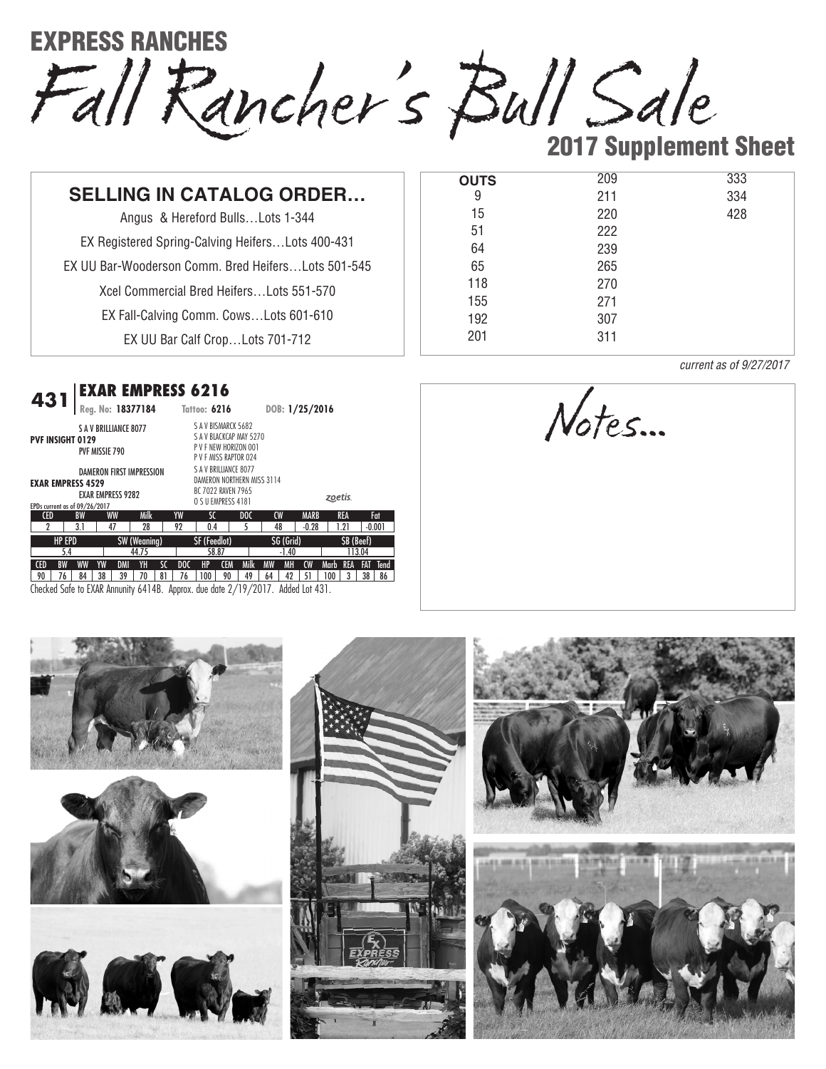# EXPRESS RANCHES

# Fall Rancher's Bull Sale

## 2017 Supplement Sheet

### SELLING IN CATALOG ORDER…

Angus & Hereford Bulls…Lots 1-344

EX Registered Spring-Calving Heifers…Lots 400-431

EX UU Bar-Wooderson Comm. Bred Heifers…Lots 501-545

Xcel Commercial Bred Heifers…Lots 551-570

EX Fall-Calving Comm. Cows…Lots 601-610

EX UU Bar Calf Crop…Lots 701-712

| OUTS | | |
|---|---|---|
| 9 | 209 | 333 |
| 15 | 211 | 334 |
| 51 | 220 | 428 |
| 64 | 222 | |
| 65 | 239 | |
| 118 | 265 | |
| 155 | 270 | |
| 192 | 271 | |
| 201 | 307 | |
| | 311 | |

*current as of 9/27/2017*

### 431 | EXAR EMPRESS 6216

**Reg. No: 18377184** **Tattoo: 6216** **DOB: 1/25/2016**

**PVF INSIGHT 0129**
- S A V BRILLIANCE 8077
  - S A V BISMARCK 5682
  - S A V BLACKCAP MAY 5270
- PVF MISSIE 790
  - P V F NEW HORIZON 001
  - P V F MISS RAPTOR 024

**EXAR EMPRESS 4529**
- DAMERON FIRST IMPRESSION
  - S A V BRILLIANCE 8077
  - DAMERON NORTHERN MISS 3114
- EXAR EMPRESS 9282
  - BC 7022 RAVEN 7965
  - O S U EMPRESS 4181

EPDs current as of 09/26/2017

| CED | BW | WW | Milk | YW | SC | DOC | CW | MARB | REA | Fat |
|---|---|---|---|---|---|---|---|---|---|---|
| 2 | 3.1 | 47 | 28 | 92 | 0.4 | 5 | 48 | -0.28 | 1.21 | -0.001 |

| HP EPD | SW (Weaning) | SF (Feedlot) | SG (Grid) | SB (Beef) |
|---|---|---|---|---|
| 5.4 | 44.75 | 58.87 | -1.40 | 113.04 |

| CED | BW | WW | YW | DMI | YH | SC | DOC | HP | CEM | Milk | MW | MH | CW | Marb | REA | FAT | Tend |
|---|---|---|---|---|---|---|---|---|---|---|---|---|---|---|---|---|---|
| 90 | 76 | 84 | 38 | 39 | 70 | 81 | 76 | 100 | 90 | 49 | 64 | 42 | 51 | 100 | 3 | 38 | 86 |

Checked Safe to EXAR Annunity 6414B. Approx. due date 2/19/2017. Added Lot 431.

*Notes...*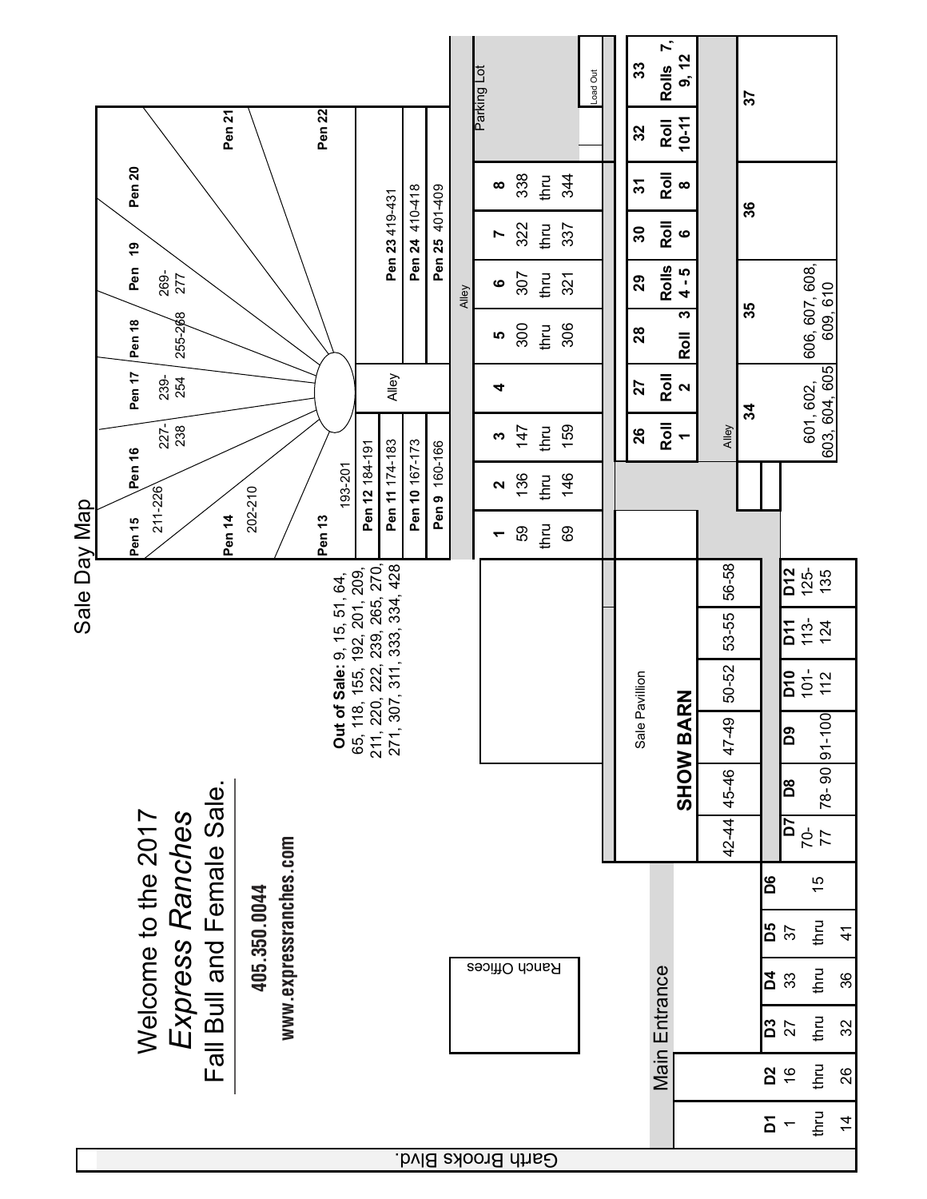# Sale Day Map

## Welcome to the 2017 *Express Ranches* Fall Bull and Female Sale.

**405.350.0044**

**www.expressranches.com**

**Out of Sale:** 9, 15, 51, 64, 65, 118, 155, 192, 201, 209, 211, 220, 222, 239, 265, 270, 271, 307, 311, 333, 334, 428

**Pen 15** 211-226

**Pen 16** 227-238

**Pen 17** 239-254

**Pen 18** 255-268

**Pen 19** 269-277

**Pen 20**

**Pen 21**

**Pen 22**

**Pen 14** 202-210

**Pen 13** 193-201

**Pen 12** 184-191

**Pen 11** 174-183

**Pen 10** 167-173

**Pen 9** 160-166

**Pen 23** 419-431

**Pen 24** 410-418

**Pen 25** 401-409

Alley

| 1 | 2 | 3 | 4 | 5 | 6 | 7 | 8 |
|---|---|---|---|---|---|---|---|
| 59 thru 69 | 136 thru 146 | 147 thru 159 | | 300 thru 306 | 307 thru 321 | 322 thru 337 | 338 thru 344 |

Parking Lot

Load Out

| 26 | 27 | 28 | 29 | 30 | 31 | 32 | 33 |
|---|---|---|---|---|---|---|---|
| Roll 1 | Roll 2 | Roll 3 | Rolls 4 - 5 | Roll 6 | Roll 8 | Roll 10-11 | Rolls 7, 9, 12 |

Alley

| 34 | 35 | 36 | 37 |
|---|---|---|---|
| 601, 602, 603, 604, 605 | 606, 607, 608, 609, 610 | | |

Sale Pavillion

**SHOW BARN**

| | | | | | |
|---|---|---|---|---|---|
| 42-44 | 45-46 | 47-49 | 50-52 | 53-55 | 56-58 |

| D1 | D2 | D3 | D4 | D5 | D6 | D7 | D8 | D9 | D10 | D11 | D12 |
|---|---|---|---|---|---|---|---|---|---|---|---|
| 1 thru 14 | 16 thru 26 | 27 thru 32 | 33 thru 36 | 37 thru 41 | 15 | 70-77 | 78-90 | 91-100 | 101-112 | 113-124 | 125-135 |

Ranch Offices

Main Entrance

Garth Brooks Blvd.